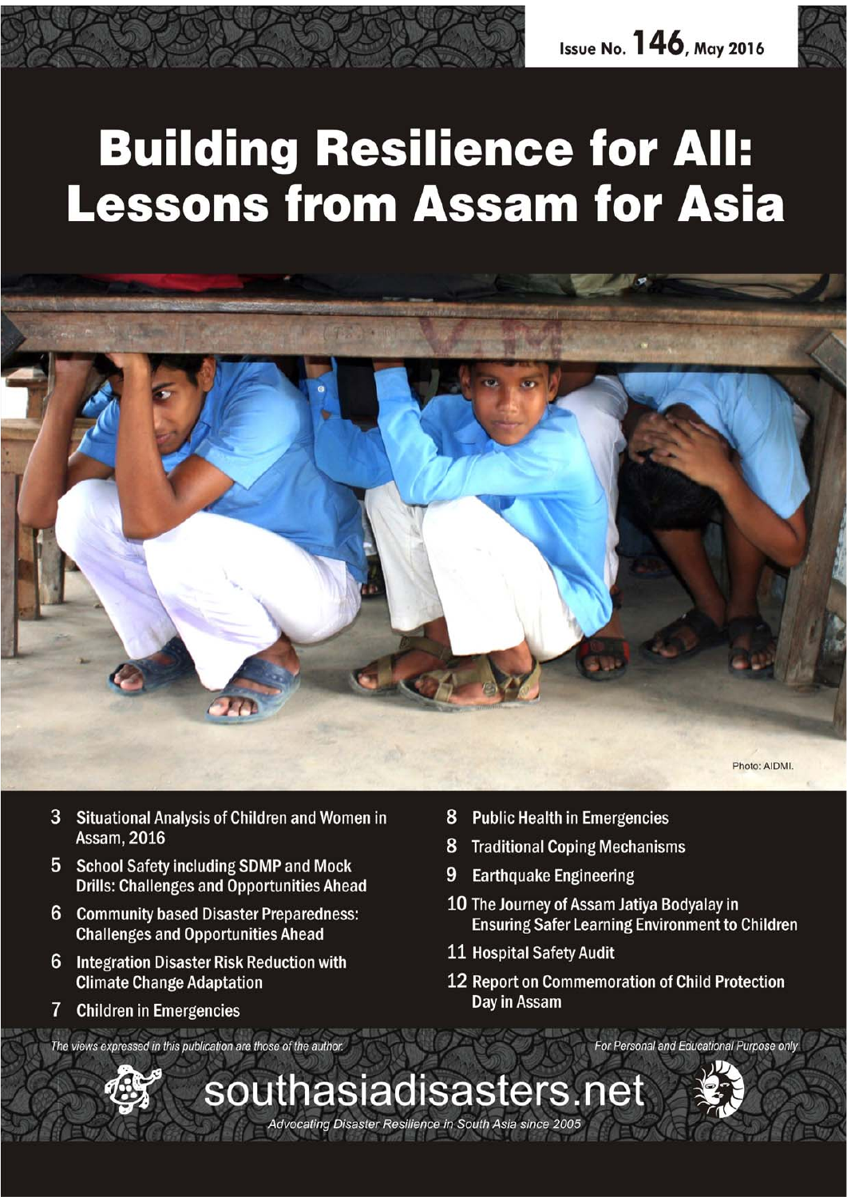Issue No. 146, May 2016

# Building Resilience for All: Lessons from Assam for Asia

Photo: AIDMI.

- 3 **Situational Analysis of Children and Women in Assam, 2016**
- 5 **School Safety including SDMP and Mock Drills: Challenges and Opportunities Ahead**
- 6 **Community based Disaster Preparedness: Challenges and Opportunities Ahead**
- 6 **Integration Disaster Risk Reduction with Climate Change Adaptation**
- 7 **Children in Emergencies**
- 8 **Public Health in Emergencies**
- 8 **Traditional Coping Mechanisms**
- 9 **Earthquake Engineering**
- 10 **The Journey of Assam Jatiya Bodyalay in Ensuring Safer Learning Environment to Children**
- 11 **Hospital Safety Audit**
- 12 **Report on Commemoration of Child Protection Day in Assam**

*The views expressed in this publication are those of the author.*

*For Personal and Educational Purpose only*

southasiadisasters.net

*Advocating Disaster Resilience in South Asia since 2005*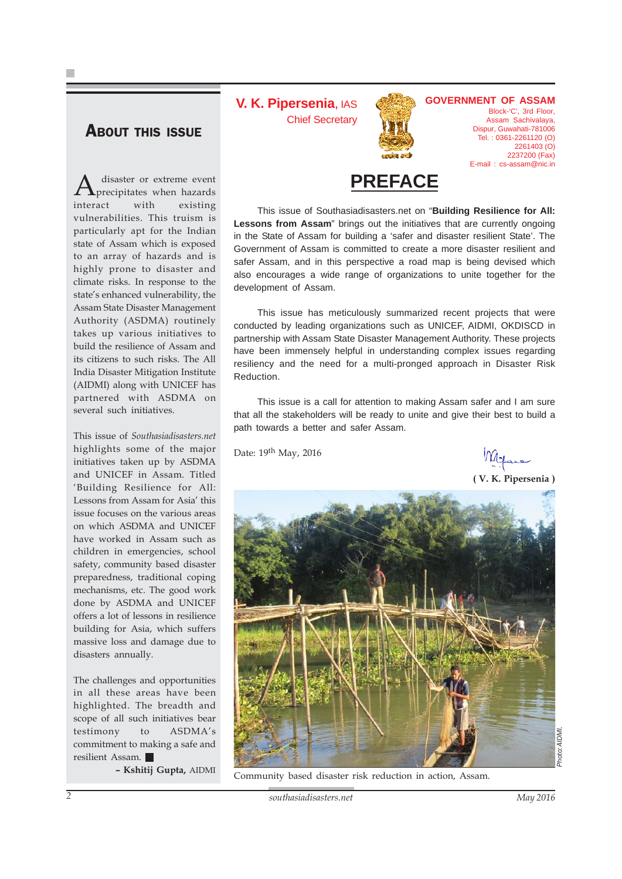## About this issue

A disaster or extreme event precipitates when hazards interact with existing vulnerabilities. This truism is particularly apt for the Indian state of Assam which is exposed to an array of hazards and is highly prone to disaster and climate risks. In response to the state's enhanced vulnerability, the Assam State Disaster Management Authority (ASDMA) routinely takes up various initiatives to build the resilience of Assam and its citizens to such risks. The All India Disaster Mitigation Institute (AIDMI) along with UNICEF has partnered with ASDMA on several such initiatives.

This issue of *Southasiadisasters.net* highlights some of the major initiatives taken up by ASDMA and UNICEF in Assam. Titled 'Building Resilience for All: Lessons from Assam for Asia' this issue focuses on the various areas on which ASDMA and UNICEF have worked in Assam such as children in emergencies, school safety, community based disaster preparedness, traditional coping mechanisms, etc. The good work done by ASDMA and UNICEF offers a lot of lessons in resilience building for Asia, which suffers massive loss and damage due to disasters annually.

The challenges and opportunities in all these areas have been highlighted. The breadth and scope of all such initiatives bear testimony to ASDMA's commitment to making a safe and resilient Assam. ■

**– Kshitij Gupta,** AIDMI

**V. K. Pipersenia**, IAS
Chief Secretary

**GOVERNMENT OF ASSAM**
Block-'C', 3rd Floor,
Assam Sachivalaya,
Dispur, Guwahati-781006
Tel. : 0361-2261120 (O)
2261403 (O)
2237200 (Fax)
E-mail : cs-assam@nic.in

# PREFACE

This issue of Southasiadisasters.net on "**Building Resilience for All: Lessons from Assam**" brings out the initiatives that are currently ongoing in the State of Assam for building a 'safer and disaster resilient State'. The Government of Assam is committed to create a more disaster resilient and safer Assam, and in this perspective a road map is being devised which also encourages a wide range of organizations to unite together for the development of Assam.

This issue has meticulously summarized recent projects that were conducted by leading organizations such as UNICEF, AIDMI, OKDISCD in partnership with Assam State Disaster Management Authority. These projects have been immensely helpful in understanding complex issues regarding resiliency and the need for a multi-pronged approach in Disaster Risk Reduction.

This issue is a call for attention to making Assam safer and I am sure that all the stakeholders will be ready to unite and give their best to build a path towards a better and safer Assam.

Date: 19th May, 2016

**( V. K. Pipersenia )**

Photo: AIDMI.

Community based disaster risk reduction in action, Assam.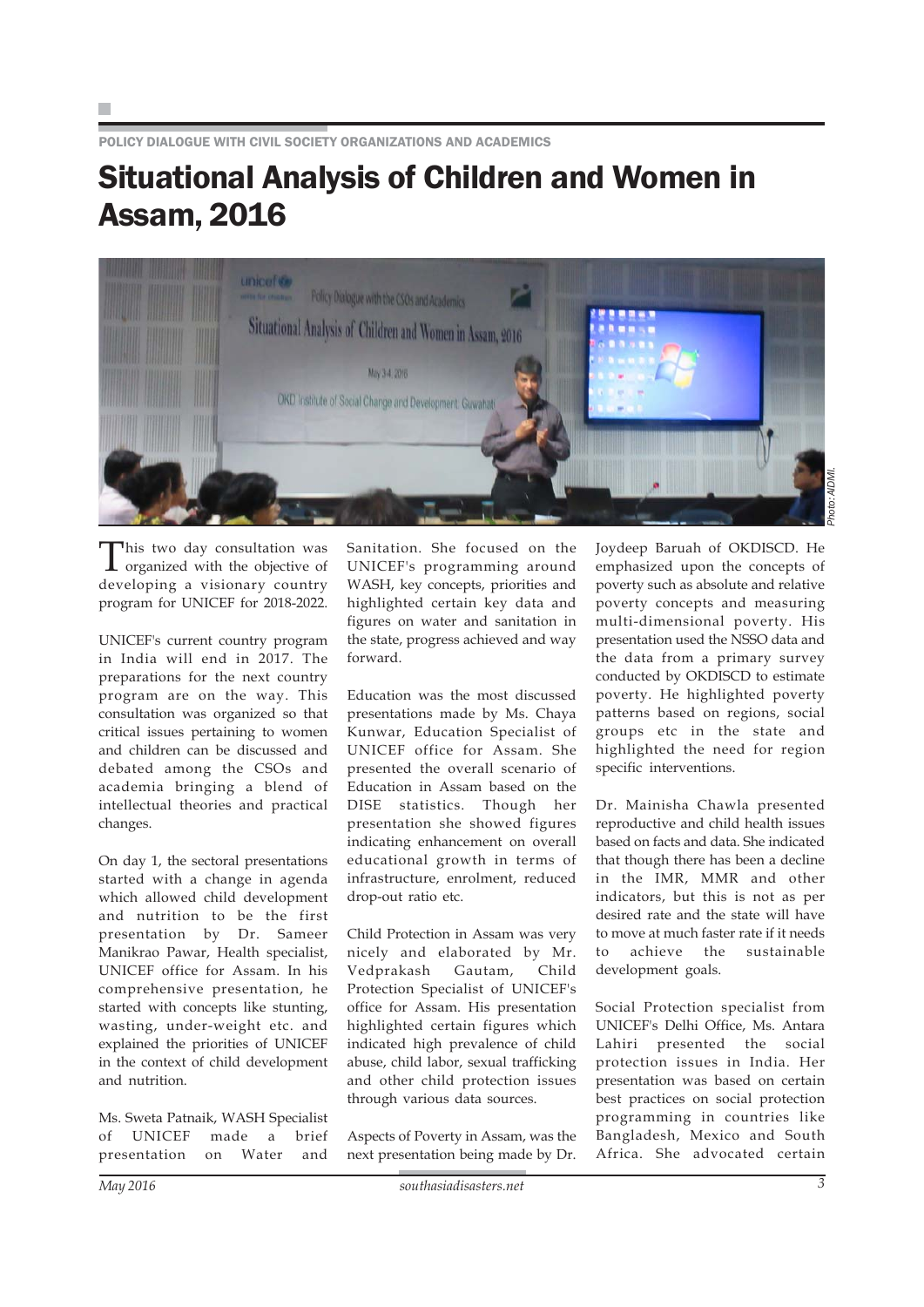POLICY DIALOGUE WITH CIVIL SOCIETY ORGANIZATIONS AND ACADEMICS

# Situational Analysis of Children and Women in Assam, 2016

Photo: AIDMI.

This two day consultation was organized with the objective of developing a visionary country program for UNICEF for 2018-2022.

UNICEF's current country program in India will end in 2017. The preparations for the next country program are on the way. This consultation was organized so that critical issues pertaining to women and children can be discussed and debated among the CSOs and academia bringing a blend of intellectual theories and practical changes.

On day 1, the sectoral presentations started with a change in agenda which allowed child development and nutrition to be the first presentation by Dr. Sameer Manikrao Pawar, Health specialist, UNICEF office for Assam. In his comprehensive presentation, he started with concepts like stunting, wasting, under-weight etc. and explained the priorities of UNICEF in the context of child development and nutrition.

Ms. Sweta Patnaik, WASH Specialist of UNICEF made a brief presentation on Water and Sanitation. She focused on the UNICEF's programming around WASH, key concepts, priorities and highlighted certain key data and figures on water and sanitation in the state, progress achieved and way forward.

Education was the most discussed presentations made by Ms. Chaya Kunwar, Education Specialist of UNICEF office for Assam. She presented the overall scenario of Education in Assam based on the DISE statistics. Though her presentation she showed figures indicating enhancement on overall educational growth in terms of infrastructure, enrolment, reduced drop-out ratio etc.

Child Protection in Assam was very nicely and elaborated by Mr. Vedprakash Gautam, Child Protection Specialist of UNICEF's office for Assam. His presentation highlighted certain figures which indicated high prevalence of child abuse, child labor, sexual trafficking and other child protection issues through various data sources.

Aspects of Poverty in Assam, was the next presentation being made by Dr. Joydeep Baruah of OKDISCD. He emphasized upon the concepts of poverty such as absolute and relative poverty concepts and measuring multi-dimensional poverty. His presentation used the NSSO data and the data from a primary survey conducted by OKDISCD to estimate poverty. He highlighted poverty patterns based on regions, social groups etc in the state and highlighted the need for region specific interventions.

Dr. Mainisha Chawla presented reproductive and child health issues based on facts and data. She indicated that though there has been a decline in the IMR, MMR and other indicators, but this is not as per desired rate and the state will have to move at much faster rate if it needs to achieve the sustainable development goals.

Social Protection specialist from UNICEF's Delhi Office, Ms. Antara Lahiri presented the social protection issues in India. Her presentation was based on certain best practices on social protection programming in countries like Bangladesh, Mexico and South Africa. She advocated certain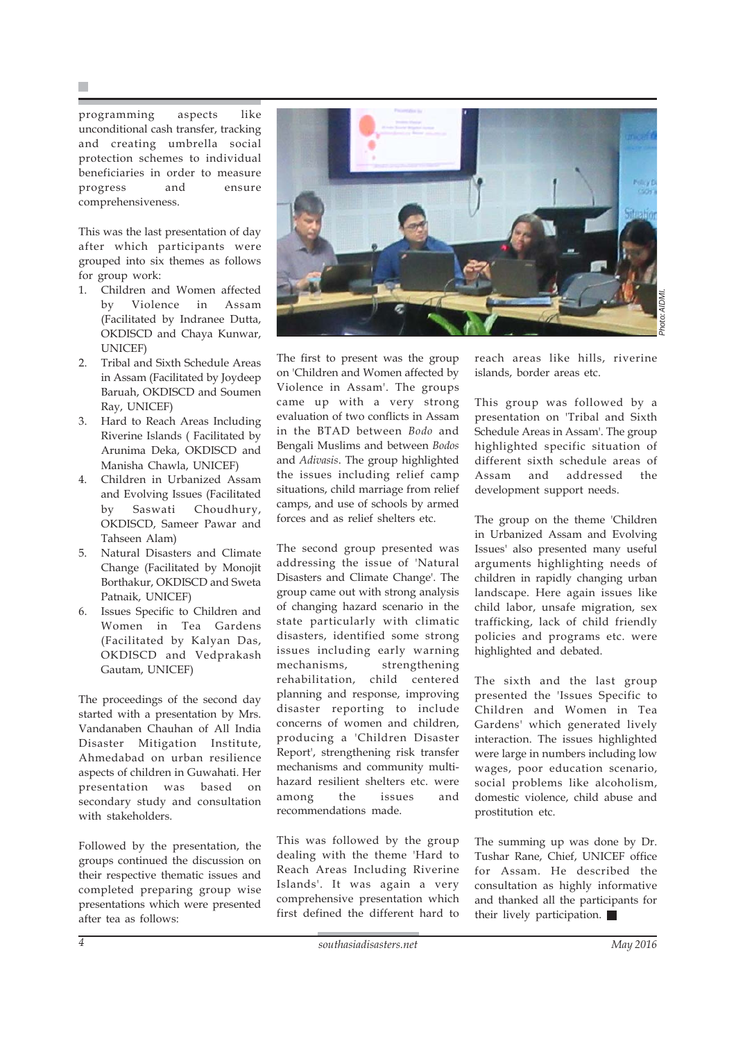programming aspects like unconditional cash transfer, tracking and creating umbrella social protection schemes to individual beneficiaries in order to measure progress and ensure comprehensiveness.

This was the last presentation of day after which participants were grouped into six themes as follows for group work:

1. Children and Women affected by Violence in Assam (Facilitated by Indranee Dutta, OKDISCD and Chaya Kunwar, UNICEF)
2. Tribal and Sixth Schedule Areas in Assam (Facilitated by Joydeep Baruah, OKDISCD and Soumen Ray, UNICEF)
3. Hard to Reach Areas Including Riverine Islands ( Facilitated by Arunima Deka, OKDISCD and Manisha Chawla, UNICEF)
4. Children in Urbanized Assam and Evolving Issues (Facilitated by Saswati Choudhury, OKDISCD, Sameer Pawar and Tahseen Alam)
5. Natural Disasters and Climate Change (Facilitated by Monojit Borthakur, OKDISCD and Sweta Patnaik, UNICEF)
6. Issues Specific to Children and Women in Tea Gardens (Facilitated by Kalyan Das, OKDISCD and Vedprakash Gautam, UNICEF)

The proceedings of the second day started with a presentation by Mrs. Vandanaben Chauhan of All India Disaster Mitigation Institute, Ahmedabad on urban resilience aspects of children in Guwahati. Her presentation was based on secondary study and consultation with stakeholders.

Followed by the presentation, the groups continued the discussion on their respective thematic issues and completed preparing group wise presentations which were presented after tea as follows:

Photo: AIDMI.

The first to present was the group on 'Children and Women affected by Violence in Assam'. The groups came up with a very strong evaluation of two conflicts in Assam in the BTAD between *Bodo* and Bengali Muslims and between *Bodos* and *Adivasis*. The group highlighted the issues including relief camp situations, child marriage from relief camps, and use of schools by armed forces and as relief shelters etc.

The second group presented was addressing the issue of 'Natural Disasters and Climate Change'. The group came out with strong analysis of changing hazard scenario in the state particularly with climatic disasters, identified some strong issues including early warning mechanisms, strengthening rehabilitation, child centered planning and response, improving disaster reporting to include concerns of women and children, producing a 'Children Disaster Report', strengthening risk transfer mechanisms and community multi-hazard resilient shelters etc. were among the issues and recommendations made.

This was followed by the group dealing with the theme 'Hard to Reach Areas Including Riverine Islands'. It was again a very comprehensive presentation which first defined the different hard to reach areas like hills, riverine islands, border areas etc.

This group was followed by a presentation on 'Tribal and Sixth Schedule Areas in Assam'. The group highlighted specific situation of different sixth schedule areas of Assam and addressed the development support needs.

The group on the theme 'Children in Urbanized Assam and Evolving Issues' also presented many useful arguments highlighting needs of children in rapidly changing urban landscape. Here again issues like child labor, unsafe migration, sex trafficking, lack of child friendly policies and programs etc. were highlighted and debated.

The sixth and the last group presented the 'Issues Specific to Children and Women in Tea Gardens' which generated lively interaction. The issues highlighted were large in numbers including low wages, poor education scenario, social problems like alcoholism, domestic violence, child abuse and prostitution etc.

The summing up was done by Dr. Tushar Rane, Chief, UNICEF office for Assam. He described the consultation as highly informative and thanked all the participants for their lively participation. ■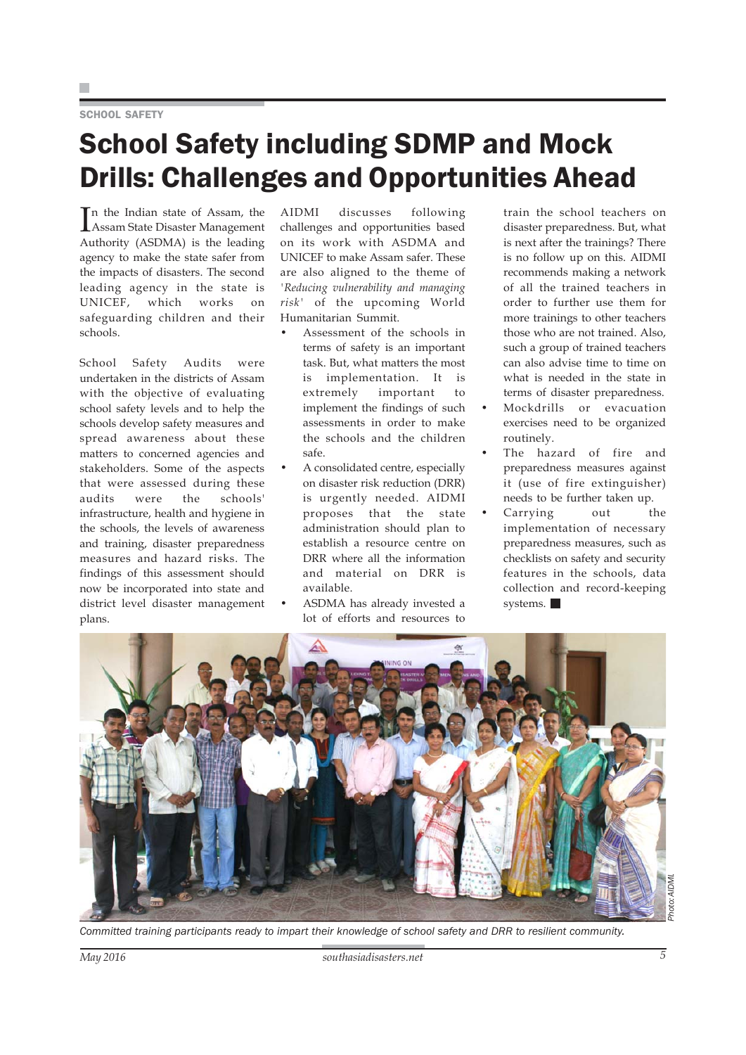SCHOOL SAFETY

# School Safety including SDMP and Mock Drills: Challenges and Opportunities Ahead

In the Indian state of Assam, the Assam State Disaster Management Authority (ASDMA) is the leading agency to make the state safer from the impacts of disasters. The second leading agency in the state is UNICEF, which works on safeguarding children and their schools.

School Safety Audits were undertaken in the districts of Assam with the objective of evaluating school safety levels and to help the schools develop safety measures and spread awareness about these matters to concerned agencies and stakeholders. Some of the aspects that were assessed during these audits were the schools' infrastructure, health and hygiene in the schools, the levels of awareness and training, disaster preparedness measures and hazard risks. The findings of this assessment should now be incorporated into state and district level disaster management plans.

AIDMI discusses following challenges and opportunities based on its work with ASDMA and UNICEF to make Assam safer. These are also aligned to the theme of *'Reducing vulnerability and managing risk'* of the upcoming World Humanitarian Summit.

- Assessment of the schools in terms of safety is an important task. But, what matters the most is implementation. It is extremely important to implement the findings of such assessments in order to make the schools and the children safe.
- A consolidated centre, especially on disaster risk reduction (DRR) is urgently needed. AIDMI proposes that the state administration should plan to establish a resource centre on DRR where all the information and material on DRR is available.
- ASDMA has already invested a lot of efforts and resources to train the school teachers on disaster preparedness. But, what is next after the trainings? There is no follow up on this. AIDMI recommends making a network of all the trained teachers in order to further use them for more trainings to other teachers those who are not trained. Also, such a group of trained teachers can also advise time to time on what is needed in the state in terms of disaster preparedness.
- Mockdrills or evacuation exercises need to be organized routinely.
- The hazard of fire and preparedness measures against it (use of fire extinguisher) needs to be further taken up.
- Carrying out the implementation of necessary preparedness measures, such as checklists on safety and security features in the schools, data collection and record-keeping systems. ■

Photo: AIDMI

Committed training participants ready to impart their knowledge of school safety and DRR to resilient community.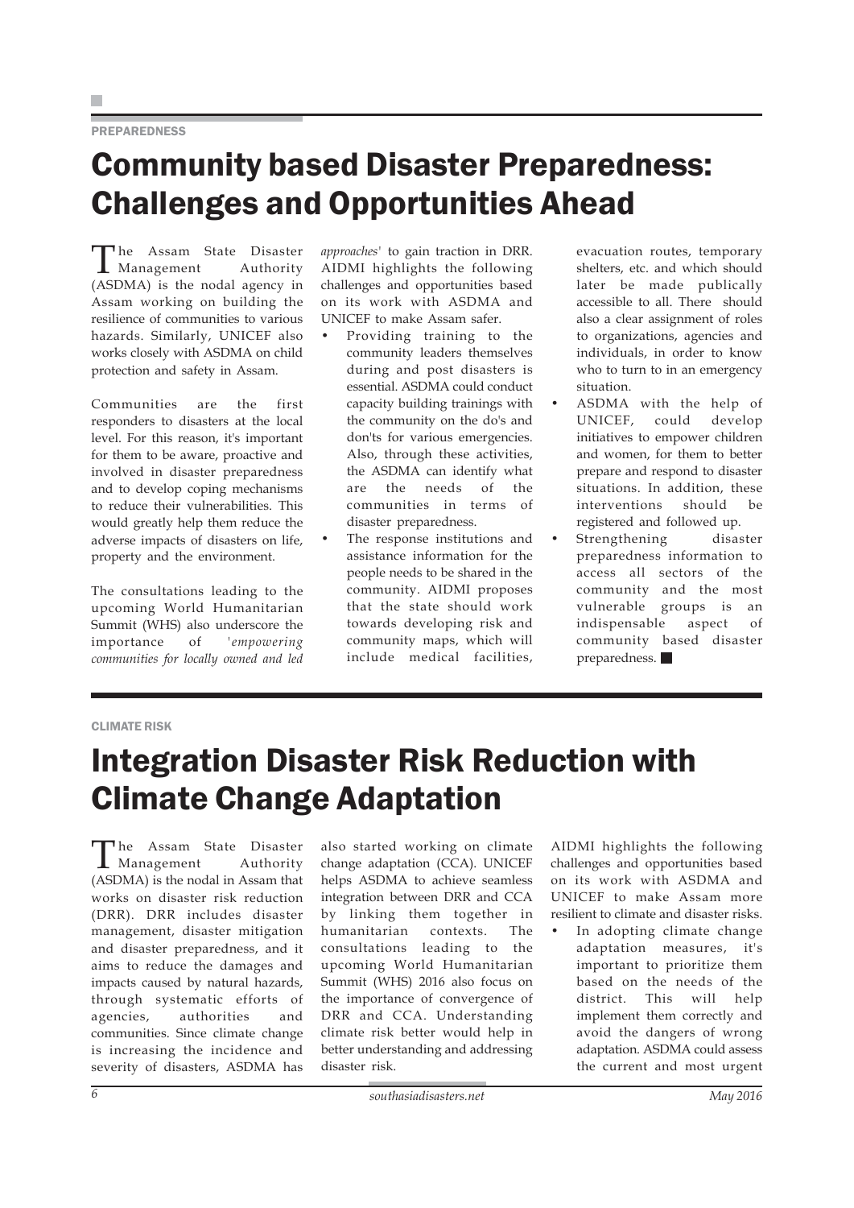PREPAREDNESS

# Community based Disaster Preparedness: Challenges and Opportunities Ahead

The Assam State Disaster Management Authority (ASDMA) is the nodal agency in Assam working on building the resilience of communities to various hazards. Similarly, UNICEF also works closely with ASDMA on child protection and safety in Assam.

Communities are the first responders to disasters at the local level. For this reason, it's important for them to be aware, proactive and involved in disaster preparedness and to develop coping mechanisms to reduce their vulnerabilities. This would greatly help them reduce the adverse impacts of disasters on life, property and the environment.

The consultations leading to the upcoming World Humanitarian Summit (WHS) also underscore the importance of *'empowering communities for locally owned and led approaches'* to gain traction in DRR. AIDMI highlights the following challenges and opportunities based on its work with ASDMA and UNICEF to make Assam safer.

- Providing training to the community leaders themselves during and post disasters is essential. ASDMA could conduct capacity building trainings with the community on the do's and don'ts for various emergencies. Also, through these activities, the ASDMA can identify what are the needs of the communities in terms of disaster preparedness.
- The response institutions and assistance information for the people needs to be shared in the community. AIDMI proposes that the state should work towards developing risk and community maps, which will include medical facilities, evacuation routes, temporary shelters, etc. and which should later be made publically accessible to all. There should also a clear assignment of roles to organizations, agencies and individuals, in order to know who to turn to in an emergency situation.
- ASDMA with the help of UNICEF, could develop initiatives to empower children and women, for them to better prepare and respond to disaster situations. In addition, these interventions should be registered and followed up.
- Strengthening disaster preparedness information to access all sectors of the community and the most vulnerable groups is an indispensable aspect of community based disaster preparedness. ■

CLIMATE RISK

# Integration Disaster Risk Reduction with Climate Change Adaptation

The Assam State Disaster Management Authority (ASDMA) is the nodal in Assam that works on disaster risk reduction (DRR). DRR includes disaster management, disaster mitigation and disaster preparedness, and it aims to reduce the damages and impacts caused by natural hazards, through systematic efforts of agencies, authorities and communities. Since climate change is increasing the incidence and severity of disasters, ASDMA has also started working on climate change adaptation (CCA). UNICEF helps ASDMA to achieve seamless integration between DRR and CCA by linking them together in humanitarian contexts. The consultations leading to the upcoming World Humanitarian Summit (WHS) 2016 also focus on the importance of convergence of DRR and CCA. Understanding climate risk better would help in better understanding and addressing disaster risk.

AIDMI highlights the following challenges and opportunities based on its work with ASDMA and UNICEF to make Assam more resilient to climate and disaster risks.

- In adopting climate change adaptation measures, it's important to prioritize them based on the needs of the district. This will help implement them correctly and avoid the dangers of wrong adaptation. ASDMA could assess the current and most urgent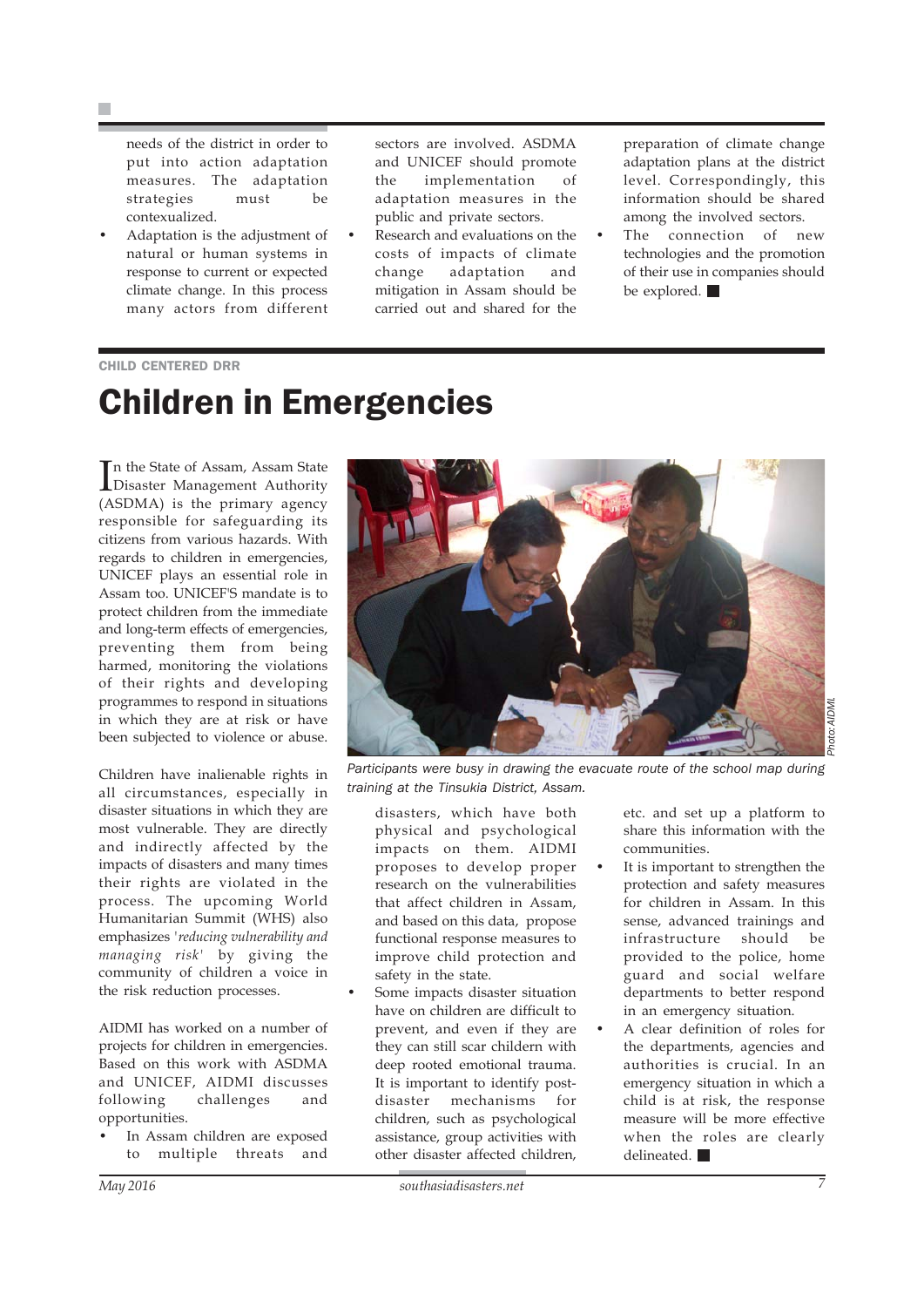needs of the district in order to put into action adaptation measures. The adaptation strategies must be contexualized.

- Adaptation is the adjustment of natural or human systems in response to current or expected climate change. In this process many actors from different sectors are involved. ASDMA and UNICEF should promote the implementation of adaptation measures in the public and private sectors.
- Research and evaluations on the costs of impacts of climate change adaptation and mitigation in Assam should be carried out and shared for the preparation of climate change adaptation plans at the district level. Correspondingly, this information should be shared among the involved sectors.
- The connection of new technologies and the promotion of their use in companies should be explored. ■

CHILD CENTERED DRR

# Children in Emergencies

In the State of Assam, Assam State Disaster Management Authority (ASDMA) is the primary agency responsible for safeguarding its citizens from various hazards. With regards to children in emergencies, UNICEF plays an essential role in Assam too. UNICEF'S mandate is to protect children from the immediate and long-term effects of emergencies, preventing them from being harmed, monitoring the violations of their rights and developing programmes to respond in situations in which they are at risk or have been subjected to violence or abuse.

Children have inalienable rights in all circumstances, especially in disaster situations in which they are most vulnerable. They are directly and indirectly affected by the impacts of disasters and many times their rights are violated in the process. The upcoming World Humanitarian Summit (WHS) also emphasizes '*reducing vulnerability and managing risk*' by giving the community of children a voice in the risk reduction processes.

AIDMI has worked on a number of projects for children in emergencies. Based on this work with ASDMA and UNICEF, AIDMI discusses following challenges and opportunities.

Photo: AIDMI

*Participants were busy in drawing the evacuate route of the school map during training at the Tinsukia District, Assam.*

- In Assam children are exposed to multiple threats and disasters, which have both physical and psychological impacts on them. AIDMI proposes to develop proper research on the vulnerabilities that affect children in Assam, and based on this data, propose functional response measures to improve child protection and safety in the state.
- Some impacts disaster situation have on children are difficult to prevent, and even if they are they can still scar childern with deep rooted emotional trauma. It is important to identify post-disaster mechanisms for children, such as psychological assistance, group activities with other disaster affected children, etc. and set up a platform to share this information with the communities.
- It is important to strengthen the protection and safety measures for children in Assam. In this sense, advanced trainings and infrastructure should be provided to the police, home guard and social welfare departments to better respond in an emergency situation.
- A clear definition of roles for the departments, agencies and authorities is crucial. In an emergency situation in which a child is at risk, the response measure will be more effective when the roles are clearly delineated. ■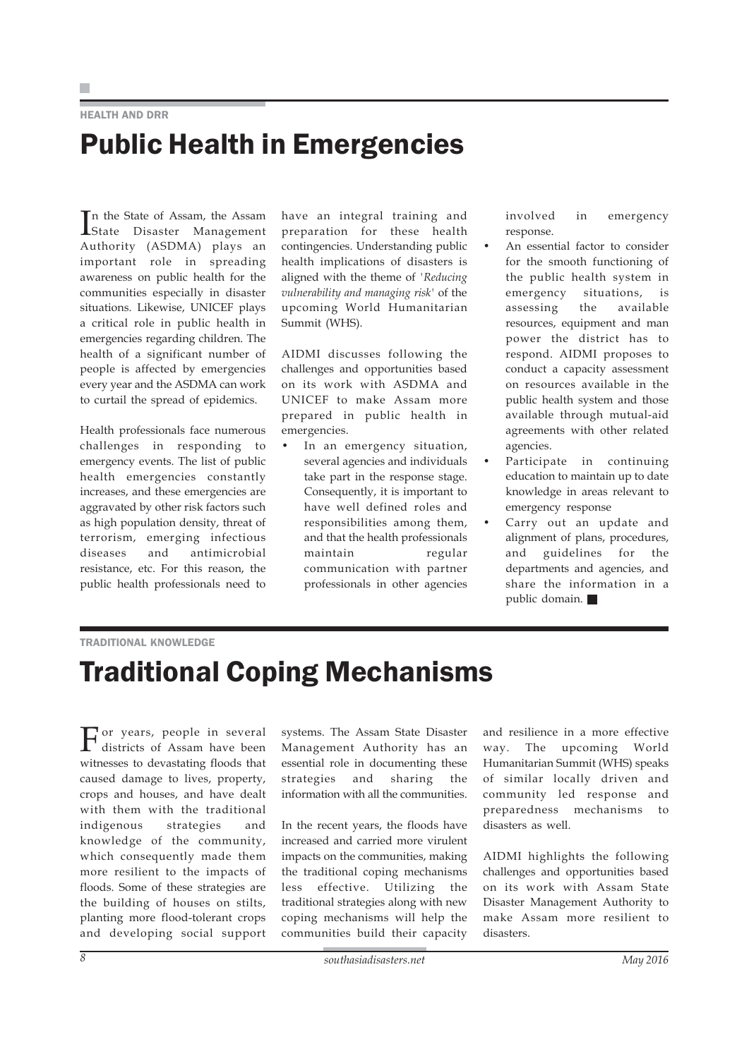HEALTH AND DRR

# Public Health in Emergencies

In the State of Assam, the Assam State Disaster Management Authority (ASDMA) plays an important role in spreading awareness on public health for the communities especially in disaster situations. Likewise, UNICEF plays a critical role in public health in emergencies regarding children. The health of a significant number of people is affected by emergencies every year and the ASDMA can work to curtail the spread of epidemics.

Health professionals face numerous challenges in responding to emergency events. The list of public health emergencies constantly increases, and these emergencies are aggravated by other risk factors such as high population density, threat of terrorism, emerging infectious diseases and antimicrobial resistance, etc. For this reason, the public health professionals need to have an integral training and preparation for these health contingencies. Understanding public health implications of disasters is aligned with the theme of '*Reducing vulnerability and managing risk*' of the upcoming World Humanitarian Summit (WHS).

AIDMI discusses following the challenges and opportunities based on its work with ASDMA and UNICEF to make Assam more prepared in public health in emergencies.

- In an emergency situation, several agencies and individuals take part in the response stage. Consequently, it is important to have well defined roles and responsibilities among them, and that the health professionals maintain regular communication with partner professionals in other agencies involved in emergency response.
- An essential factor to consider for the smooth functioning of the public health system in emergency situations, is assessing the available resources, equipment and man power the district has to respond. AIDMI proposes to conduct a capacity assessment on resources available in the public health system and those available through mutual-aid agreements with other related agencies.
- Participate in continuing education to maintain up to date knowledge in areas relevant to emergency response
- Carry out an update and alignment of plans, procedures, and guidelines for the departments and agencies, and share the information in a public domain. ■

TRADITIONAL KNOWLEDGE

# Traditional Coping Mechanisms

For years, people in several districts of Assam have been witnesses to devastating floods that caused damage to lives, property, crops and houses, and have dealt with them with the traditional indigenous strategies and knowledge of the community, which consequently made them more resilient to the impacts of floods. Some of these strategies are the building of houses on stilts, planting more flood-tolerant crops and developing social support systems. The Assam State Disaster Management Authority has an essential role in documenting these strategies and sharing the information with all the communities.

In the recent years, the floods have increased and carried more virulent impacts on the communities, making the traditional coping mechanisms less effective. Utilizing the traditional strategies along with new coping mechanisms will help the communities build their capacity and resilience in a more effective way. The upcoming World Humanitarian Summit (WHS) speaks of similar locally driven and community led response and preparedness mechanisms to disasters as well.

AIDMI highlights the following challenges and opportunities based on its work with Assam State Disaster Management Authority to make Assam more resilient to disasters.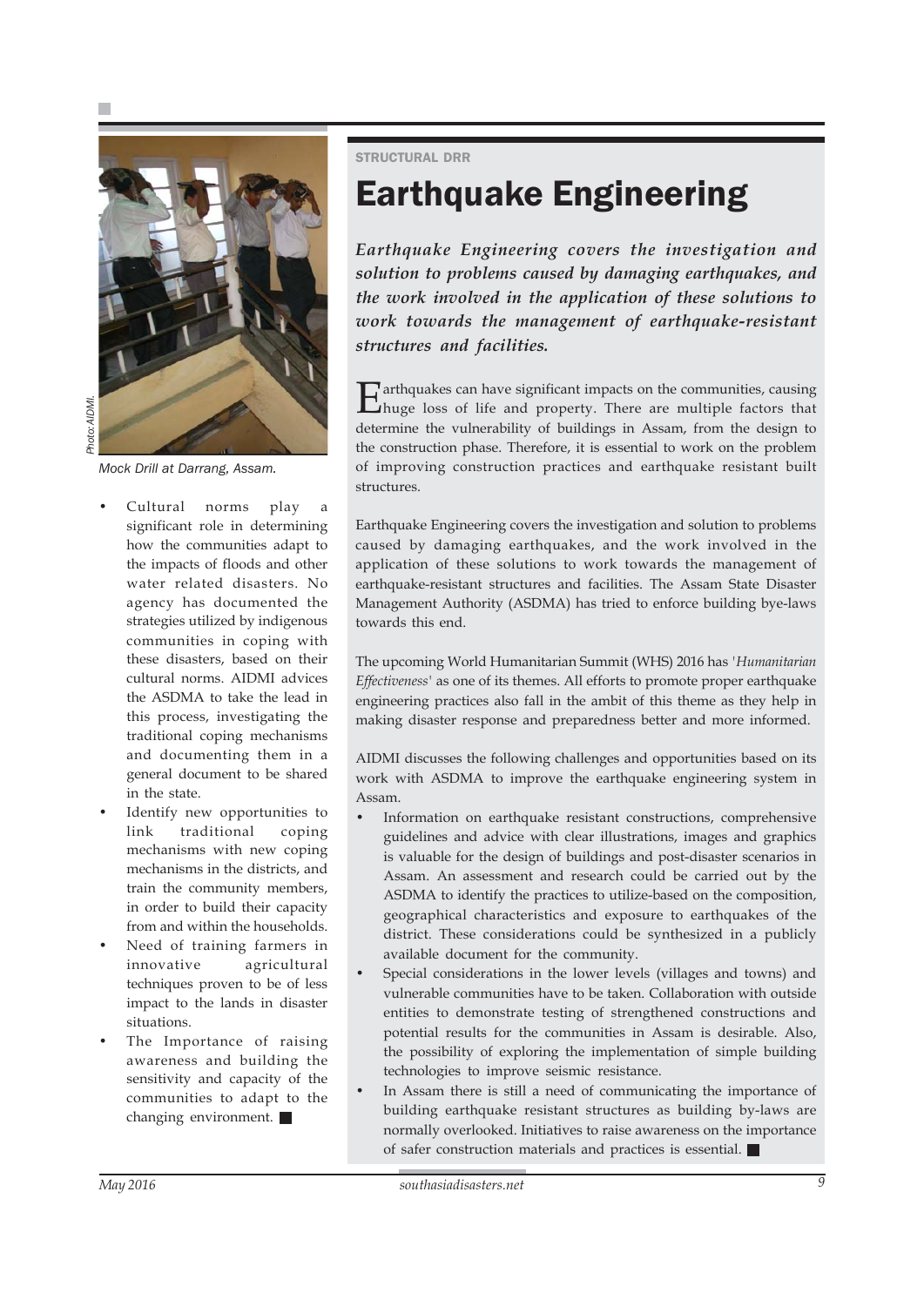Mock Drill at Darrang, Assam.

Photo: AIDMI.

- Cultural norms play a significant role in determining how the communities adapt to the impacts of floods and other water related disasters. No agency has documented the strategies utilized by indigenous communities in coping with these disasters, based on their cultural norms. AIDMI advices the ASDMA to take the lead in this process, investigating the traditional coping mechanisms and documenting them in a general document to be shared in the state.
- Identify new opportunities to link traditional coping mechanisms with new coping mechanisms in the districts, and train the community members, in order to build their capacity from and within the households.
- Need of training farmers in innovative agricultural techniques proven to be of less impact to the lands in disaster situations.
- The Importance of raising awareness and building the sensitivity and capacity of the communities to adapt to the changing environment. ■

STRUCTURAL DRR

# Earthquake Engineering

***Earthquake Engineering covers the investigation and solution to problems caused by damaging earthquakes, and the work involved in the application of these solutions to work towards the management of earthquake-resistant structures and facilities.***

Earthquakes can have significant impacts on the communities, causing huge loss of life and property. There are multiple factors that determine the vulnerability of buildings in Assam, from the design to the construction phase. Therefore, it is essential to work on the problem of improving construction practices and earthquake resistant built structures.

Earthquake Engineering covers the investigation and solution to problems caused by damaging earthquakes, and the work involved in the application of these solutions to work towards the management of earthquake-resistant structures and facilities. The Assam State Disaster Management Authority (ASDMA) has tried to enforce building bye-laws towards this end.

The upcoming World Humanitarian Summit (WHS) 2016 has '*Humanitarian Effectiveness*' as one of its themes. All efforts to promote proper earthquake engineering practices also fall in the ambit of this theme as they help in making disaster response and preparedness better and more informed.

AIDMI discusses the following challenges and opportunities based on its work with ASDMA to improve the earthquake engineering system in Assam.

- Information on earthquake resistant constructions, comprehensive guidelines and advice with clear illustrations, images and graphics is valuable for the design of buildings and post-disaster scenarios in Assam. An assessment and research could be carried out by the ASDMA to identify the practices to utilize-based on the composition, geographical characteristics and exposure to earthquakes of the district. These considerations could be synthesized in a publicly available document for the community.
- Special considerations in the lower levels (villages and towns) and vulnerable communities have to be taken. Collaboration with outside entities to demonstrate testing of strengthened constructions and potential results for the communities in Assam is desirable. Also, the possibility of exploring the implementation of simple building technologies to improve seismic resistance.
- In Assam there is still a need of communicating the importance of building earthquake resistant structures as building by-laws are normally overlooked. Initiatives to raise awareness on the importance of safer construction materials and practices is essential. ■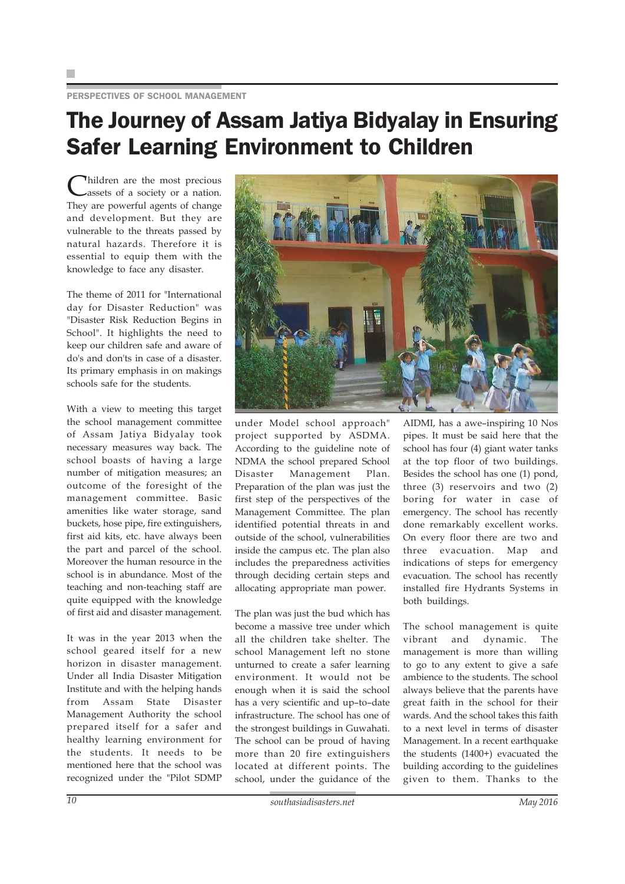PERSPECTIVES OF SCHOOL MANAGEMENT

# The Journey of Assam Jatiya Bidyalay in Ensuring Safer Learning Environment to Children

Children are the most precious assets of a society or a nation. They are powerful agents of change and development. But they are vulnerable to the threats passed by natural hazards. Therefore it is essential to equip them with the knowledge to face any disaster.

The theme of 2011 for "International day for Disaster Reduction" was "Disaster Risk Reduction Begins in School". It highlights the need to keep our children safe and aware of do's and don'ts in case of a disaster. Its primary emphasis in on makings schools safe for the students.

With a view to meeting this target the school management committee of Assam Jatiya Bidyalay took necessary measures way back. The school boasts of having a large number of mitigation measures; an outcome of the foresight of the management committee. Basic amenities like water storage, sand buckets, hose pipe, fire extinguishers, first aid kits, etc. have always been the part and parcel of the school. Moreover the human resource in the school is in abundance. Most of the teaching and non-teaching staff are quite equipped with the knowledge of first aid and disaster management.

It was in the year 2013 when the school geared itself for a new horizon in disaster management. Under all India Disaster Mitigation Institute and with the helping hands from Assam State Disaster Management Authority the school prepared itself for a safer and healthy learning environment for the students. It needs to be mentioned here that the school was recognized under the "Pilot SDMP under Model school approach" project supported by ASDMA. According to the guideline note of NDMA the school prepared School Disaster Management Plan. Preparation of the plan was just the first step of the perspectives of the Management Committee. The plan identified potential threats in and outside of the school, vulnerabilities inside the campus etc. The plan also includes the preparedness activities through deciding certain steps and allocating appropriate man power.

The plan was just the bud which has become a massive tree under which all the children take shelter. The school Management left no stone unturned to create a safer learning environment. It would not be enough when it is said the school has a very scientific and up–to–date infrastructure. The school has one of the strongest buildings in Guwahati. The school can be proud of having more than 20 fire extinguishers located at different points. The school, under the guidance of the AIDMI, has a awe–inspiring 10 Nos pipes. It must be said here that the school has four (4) giant water tanks at the top floor of two buildings. Besides the school has one (1) pond, three (3) reservoirs and two (2) boring for water in case of emergency. The school has recently done remarkably excellent works. On every floor there are two and three evacuation. Map and indications of steps for emergency evacuation. The school has recently installed fire Hydrants Systems in both buildings.

The school management is quite vibrant and dynamic. The management is more than willing to go to any extent to give a safe ambience to the students. The school always believe that the parents have great faith in the school for their wards. And the school takes this faith to a next level in terms of disaster Management. In a recent earthquake the students (1400+) evacuated the building according to the guidelines given to them. Thanks to the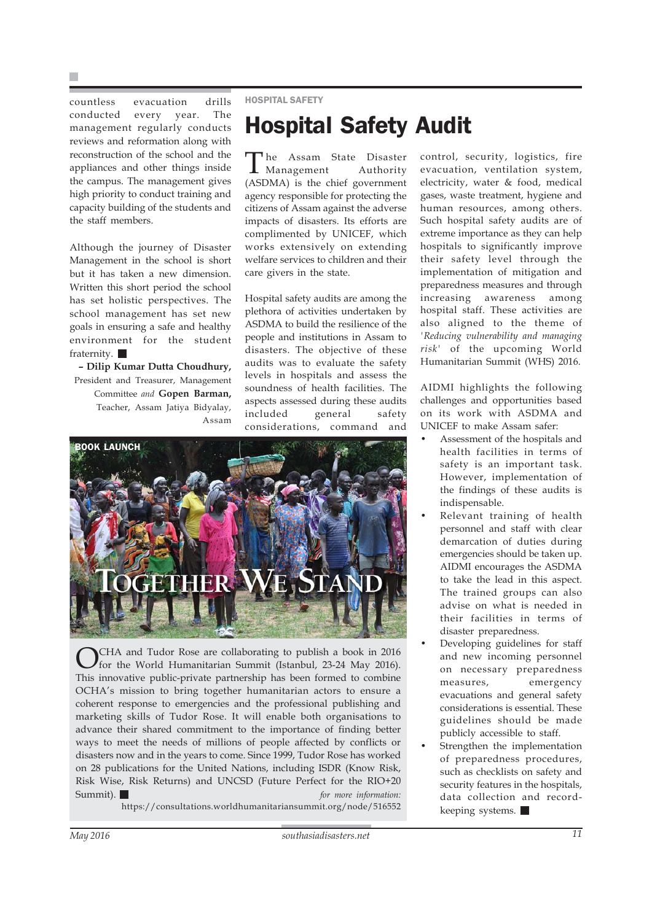countless evacuation drills conducted every year. The management regularly conducts reviews and reformation along with reconstruction of the school and the appliances and other things inside the campus. The management gives high priority to conduct training and capacity building of the students and the staff members.

Although the journey of Disaster Management in the school is short but it has taken a new dimension. Written this short period the school has set holistic perspectives. The school management has set new goals in ensuring a safe and healthy environment for the student fraternity. ■

**– Dilip Kumar Dutta Choudhury,** President and Treasurer, Management Committee *and* **Gopen Barman,** Teacher, Assam Jatiya Bidyalay, Assam

HOSPITAL SAFETY

# Hospital Safety Audit

The Assam State Disaster Management Authority (ASDMA) is the chief government agency responsible for protecting the citizens of Assam against the adverse impacts of disasters. Its efforts are complimented by UNICEF, which works extensively on extending welfare services to children and their care givers in the state.

Hospital safety audits are among the plethora of activities undertaken by ASDMA to build the resilience of the people and institutions in Assam to disasters. The objective of these audits was to evaluate the safety levels in hospitals and assess the soundness of health facilities. The aspects assessed during these audits included general safety considerations, command and control, security, logistics, fire evacuation, ventilation system, electricity, water & food, medical gases, waste treatment, hygiene and human resources, among others. Such hospital safety audits are of extreme importance as they can help hospitals to significantly improve their safety level through the implementation of mitigation and preparedness measures and through increasing awareness among hospital staff. These activities are also aligned to the theme of '*Reducing vulnerability and managing risk*' of the upcoming World Humanitarian Summit (WHS) 2016.

AIDMI highlights the following challenges and opportunities based on its work with ASDMA and UNICEF to make Assam safer:

- Assessment of the hospitals and health facilities in terms of safety is an important task. However, implementation of the findings of these audits is indispensable.
- Relevant training of health personnel and staff with clear demarcation of duties during emergencies should be taken up. AIDMI encourages the ASDMA to take the lead in this aspect. The trained groups can also advise on what is needed in their facilities in terms of disaster preparedness.
- Developing guidelines for staff and new incoming personnel on necessary preparedness measures, emergency evacuations and general safety considerations is essential. These guidelines should be made publicly accessible to staff.
- Strengthen the implementation of preparedness procedures, such as checklists on safety and security features in the hospitals, data collection and record-keeping systems. ■

BOOK LAUNCH

## Together We Stand

OCHA and Tudor Rose are collaborating to publish a book in 2016 for the World Humanitarian Summit (Istanbul, 23-24 May 2016). This innovative public-private partnership has been formed to combine OCHA's mission to bring together humanitarian actors to ensure a coherent response to emergencies and the professional publishing and marketing skills of Tudor Rose. It will enable both organisations to advance their shared commitment to the importance of finding better ways to meet the needs of millions of people affected by conflicts or disasters now and in the years to come. Since 1999, Tudor Rose has worked on 28 publications for the United Nations, including ISDR (Know Risk, Risk Wise, Risk Returns) and UNCSD (Future Perfect for the RIO+20 Summit). ■

*for more information:*
https://consultations.worldhumanitariansummit.org/node/516552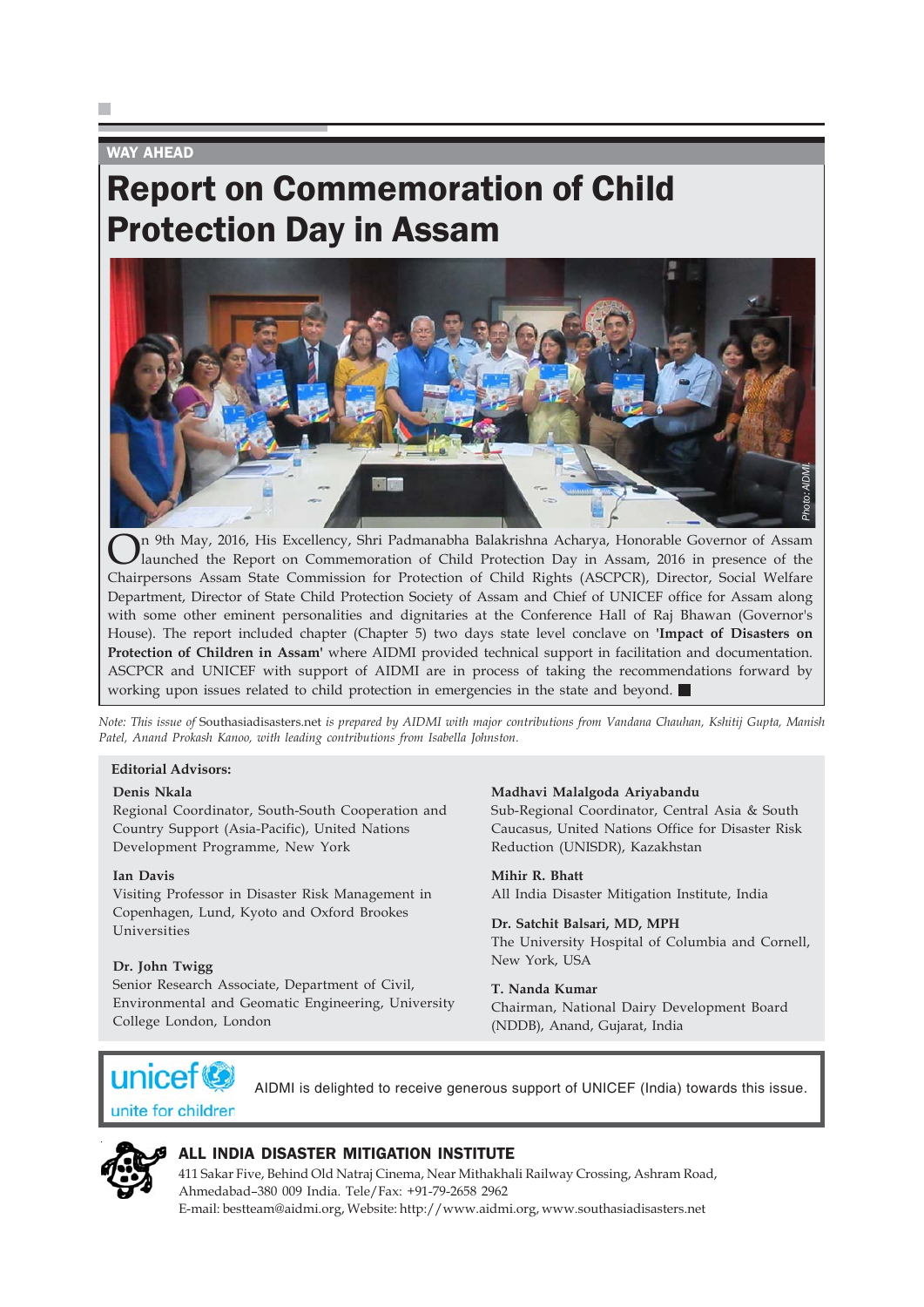WAY AHEAD

# Report on Commemoration of Child Protection Day in Assam

Photo: AIDMI.

On 9th May, 2016, His Excellency, Shri Padmanabha Balakrishna Acharya, Honorable Governor of Assam launched the Report on Commemoration of Child Protection Day in Assam, 2016 in presence of the Chairpersons Assam State Commission for Protection of Child Rights (ASCPCR), Director, Social Welfare Department, Director of State Child Protection Society of Assam and Chief of UNICEF office for Assam along with some other eminent personalities and dignitaries at the Conference Hall of Raj Bhawan (Governor's House). The report included chapter (Chapter 5) two days state level conclave on **'Impact of Disasters on Protection of Children in Assam'** where AIDMI provided technical support in facilitation and documentation. ASCPCR and UNICEF with support of AIDMI are in process of taking the recommendations forward by working upon issues related to child protection in emergencies in the state and beyond. ■

*Note: This issue of* Southasiadisasters.net *is prepared by AIDMI with major contributions from Vandana Chauhan, Kshitij Gupta, Manish Patel, Anand Prokash Kanoo, with leading contributions from Isabella Johnston.*

**Editorial Advisors:**

**Denis Nkala**
Regional Coordinator, South-South Cooperation and Country Support (Asia-Pacific), United Nations Development Programme, New York

**Ian Davis**
Visiting Professor in Disaster Risk Management in Copenhagen, Lund, Kyoto and Oxford Brookes Universities

**Dr. John Twigg**
Senior Research Associate, Department of Civil, Environmental and Geomatic Engineering, University College London, London

**Madhavi Malalgoda Ariyabandu**
Sub-Regional Coordinator, Central Asia & South Caucasus, United Nations Office for Disaster Risk Reduction (UNISDR), Kazakhstan

**Mihir R. Bhatt**
All India Disaster Mitigation Institute, India

**Dr. Satchit Balsari, MD, MPH**
The University Hospital of Columbia and Cornell, New York, USA

**T. Nanda Kumar**
Chairman, National Dairy Development Board (NDDB), Anand, Gujarat, India

unicef unite for children

AIDMI is delighted to receive generous support of UNICEF (India) towards this issue.

**ALL INDIA DISASTER MITIGATION INSTITUTE**
411 Sakar Five, Behind Old Natraj Cinema, Near Mithakhali Railway Crossing, Ashram Road, Ahmedabad–380 009 India. Tele/Fax: +91-79-2658 2962
E-mail: bestteam@aidmi.org, Website: http://www.aidmi.org, www.southasiadisasters.net